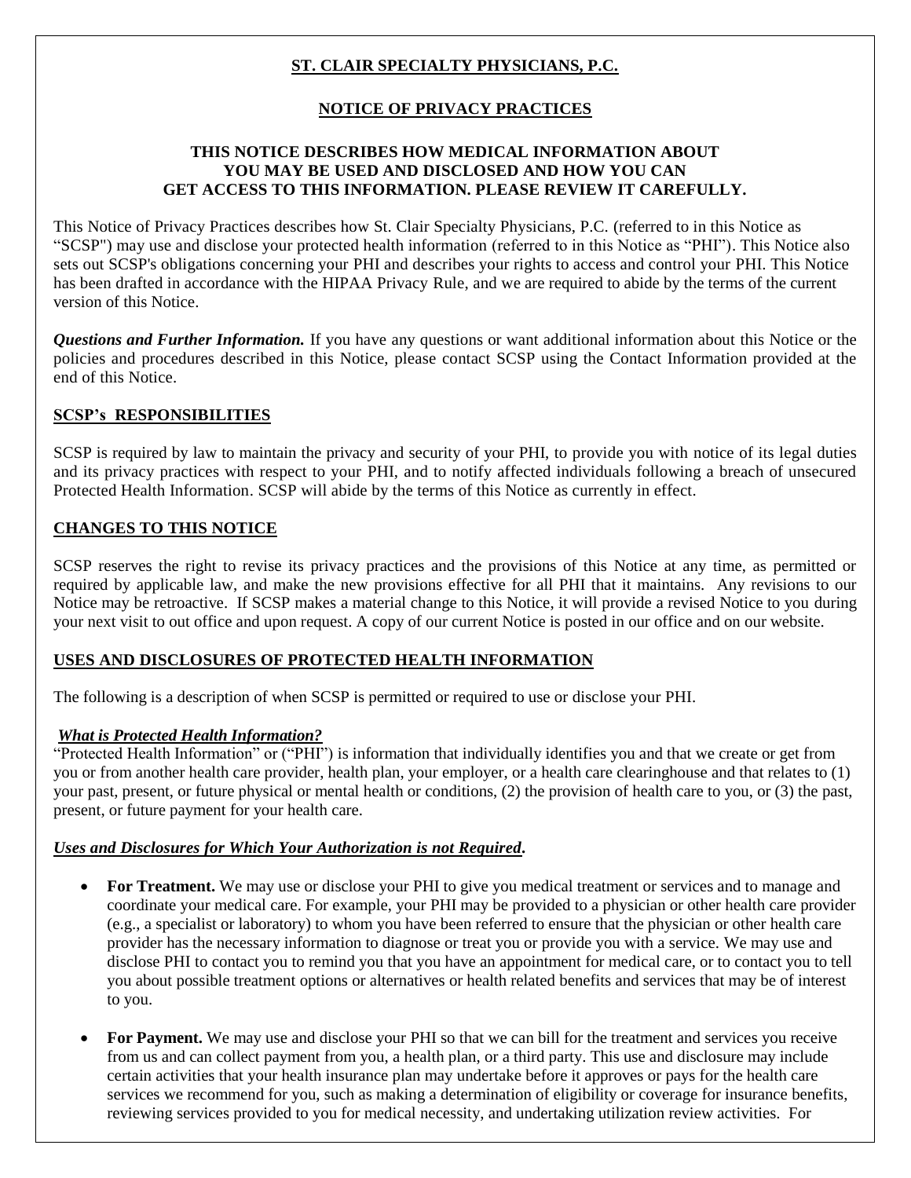# ST. CLAIR SPECIALTY PHYSICIANS, P.C.

## NOTICE OF PRIVACY PRACTICES

**THIS NOTICE DESCRIBES HOW MEDICAL INFORMATION ABOUT YOU MAY BE USED AND DISCLOSED AND HOW YOU CAN GET ACCESS TO THIS INFORMATION. PLEASE REVIEW IT CAREFULLY.**

This Notice of Privacy Practices describes how St. Clair Specialty Physicians, P.C. (referred to in this Notice as "SCSP") may use and disclose your protected health information (referred to in this Notice as "PHI"). This Notice also sets out SCSP's obligations concerning your PHI and describes your rights to access and control your PHI. This Notice has been drafted in accordance with the HIPAA Privacy Rule, and we are required to abide by the terms of the current version of this Notice.

***Questions and Further Information.*** If you have any questions or want additional information about this Notice or the policies and procedures described in this Notice, please contact SCSP using the Contact Information provided at the end of this Notice.

## SCSP's RESPONSIBILITIES

SCSP is required by law to maintain the privacy and security of your PHI, to provide you with notice of its legal duties and its privacy practices with respect to your PHI, and to notify affected individuals following a breach of unsecured Protected Health Information. SCSP will abide by the terms of this Notice as currently in effect.

## CHANGES TO THIS NOTICE

SCSP reserves the right to revise its privacy practices and the provisions of this Notice at any time, as permitted or required by applicable law, and make the new provisions effective for all PHI that it maintains. Any revisions to our Notice may be retroactive. If SCSP makes a material change to this Notice, it will provide a revised Notice to you during your next visit to out office and upon request. A copy of our current Notice is posted in our office and on our website.

## USES AND DISCLOSURES OF PROTECTED HEALTH INFORMATION

The following is a description of when SCSP is permitted or required to use or disclose your PHI.

***What is Protected Health Information?***

"Protected Health Information" or ("PHI") is information that individually identifies you and that we create or get from you or from another health care provider, health plan, your employer, or a health care clearinghouse and that relates to (1) your past, present, or future physical or mental health or conditions, (2) the provision of health care to you, or (3) the past, present, or future payment for your health care.

***Uses and Disclosures for Which Your Authorization is not Required.***

- **For Treatment.** We may use or disclose your PHI to give you medical treatment or services and to manage and coordinate your medical care. For example, your PHI may be provided to a physician or other health care provider (e.g., a specialist or laboratory) to whom you have been referred to ensure that the physician or other health care provider has the necessary information to diagnose or treat you or provide you with a service. We may use and disclose PHI to contact you to remind you that you have an appointment for medical care, or to contact you to tell you about possible treatment options or alternatives or health related benefits and services that may be of interest to you.

- **For Payment.** We may use and disclose your PHI so that we can bill for the treatment and services you receive from us and can collect payment from you, a health plan, or a third party. This use and disclosure may include certain activities that your health insurance plan may undertake before it approves or pays for the health care services we recommend for you, such as making a determination of eligibility or coverage for insurance benefits, reviewing services provided to you for medical necessity, and undertaking utilization review activities. For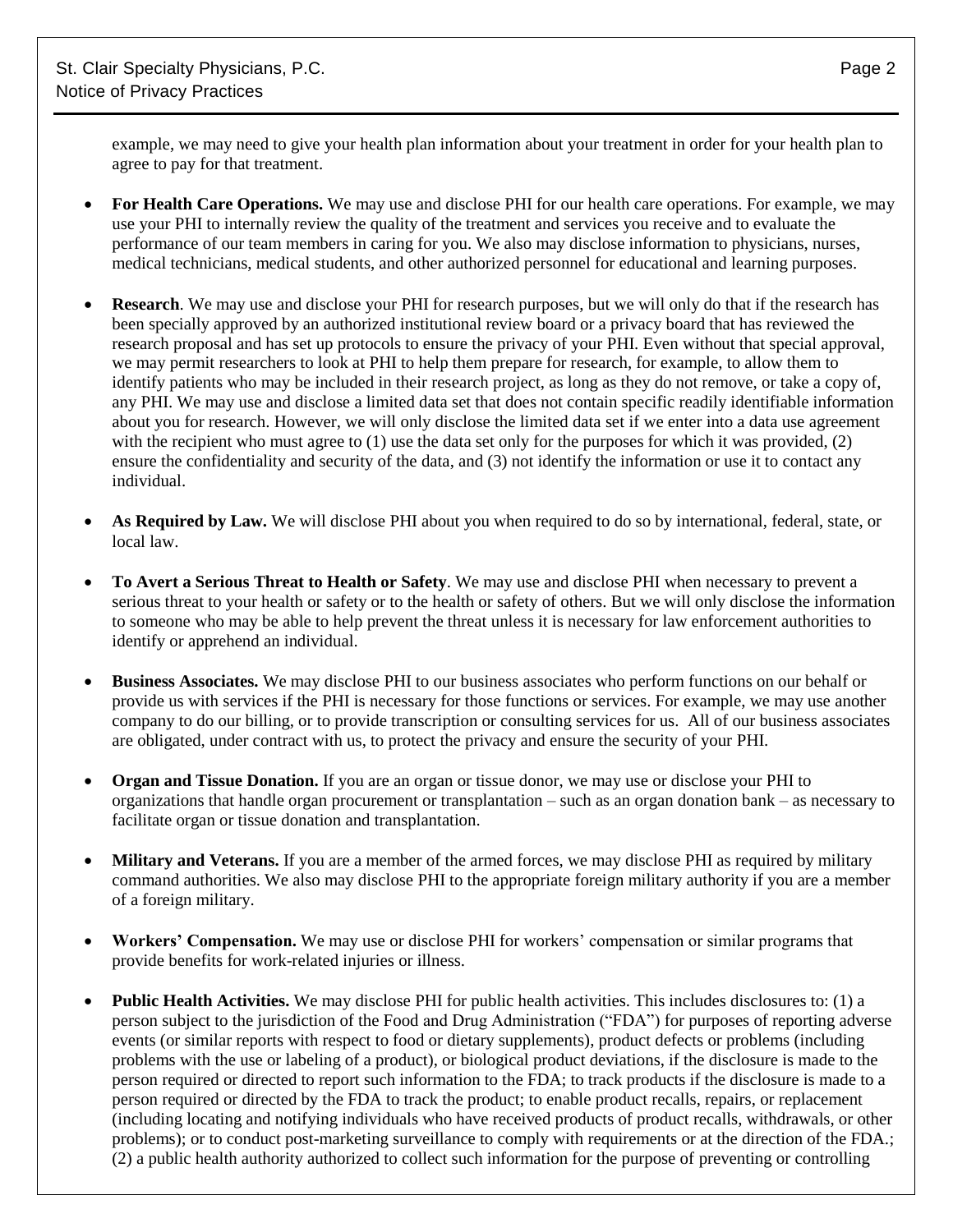example, we may need to give your health plan information about your treatment in order for your health plan to agree to pay for that treatment.

- **For Health Care Operations.** We may use and disclose PHI for our health care operations. For example, we may use your PHI to internally review the quality of the treatment and services you receive and to evaluate the performance of our team members in caring for you. We also may disclose information to physicians, nurses, medical technicians, medical students, and other authorized personnel for educational and learning purposes.

- **Research**. We may use and disclose your PHI for research purposes, but we will only do that if the research has been specially approved by an authorized institutional review board or a privacy board that has reviewed the research proposal and has set up protocols to ensure the privacy of your PHI. Even without that special approval, we may permit researchers to look at PHI to help them prepare for research, for example, to allow them to identify patients who may be included in their research project, as long as they do not remove, or take a copy of, any PHI. We may use and disclose a limited data set that does not contain specific readily identifiable information about you for research. However, we will only disclose the limited data set if we enter into a data use agreement with the recipient who must agree to (1) use the data set only for the purposes for which it was provided, (2) ensure the confidentiality and security of the data, and (3) not identify the information or use it to contact any individual.

- **As Required by Law.** We will disclose PHI about you when required to do so by international, federal, state, or local law.

- **To Avert a Serious Threat to Health or Safety**. We may use and disclose PHI when necessary to prevent a serious threat to your health or safety or to the health or safety of others. But we will only disclose the information to someone who may be able to help prevent the threat unless it is necessary for law enforcement authorities to identify or apprehend an individual.

- **Business Associates.** We may disclose PHI to our business associates who perform functions on our behalf or provide us with services if the PHI is necessary for those functions or services. For example, we may use another company to do our billing, or to provide transcription or consulting services for us. All of our business associates are obligated, under contract with us, to protect the privacy and ensure the security of your PHI.

- **Organ and Tissue Donation.** If you are an organ or tissue donor, we may use or disclose your PHI to organizations that handle organ procurement or transplantation – such as an organ donation bank – as necessary to facilitate organ or tissue donation and transplantation.

- **Military and Veterans.** If you are a member of the armed forces, we may disclose PHI as required by military command authorities. We also may disclose PHI to the appropriate foreign military authority if you are a member of a foreign military.

- **Workers' Compensation.** We may use or disclose PHI for workers' compensation or similar programs that provide benefits for work-related injuries or illness.

- **Public Health Activities.** We may disclose PHI for public health activities. This includes disclosures to: (1) a person subject to the jurisdiction of the Food and Drug Administration ("FDA") for purposes of reporting adverse events (or similar reports with respect to food or dietary supplements), product defects or problems (including problems with the use or labeling of a product), or biological product deviations, if the disclosure is made to the person required or directed to report such information to the FDA; to track products if the disclosure is made to a person required or directed by the FDA to track the product; to enable product recalls, repairs, or replacement (including locating and notifying individuals who have received products of product recalls, withdrawals, or other problems); or to conduct post-marketing surveillance to comply with requirements or at the direction of the FDA.; (2) a public health authority authorized to collect such information for the purpose of preventing or controlling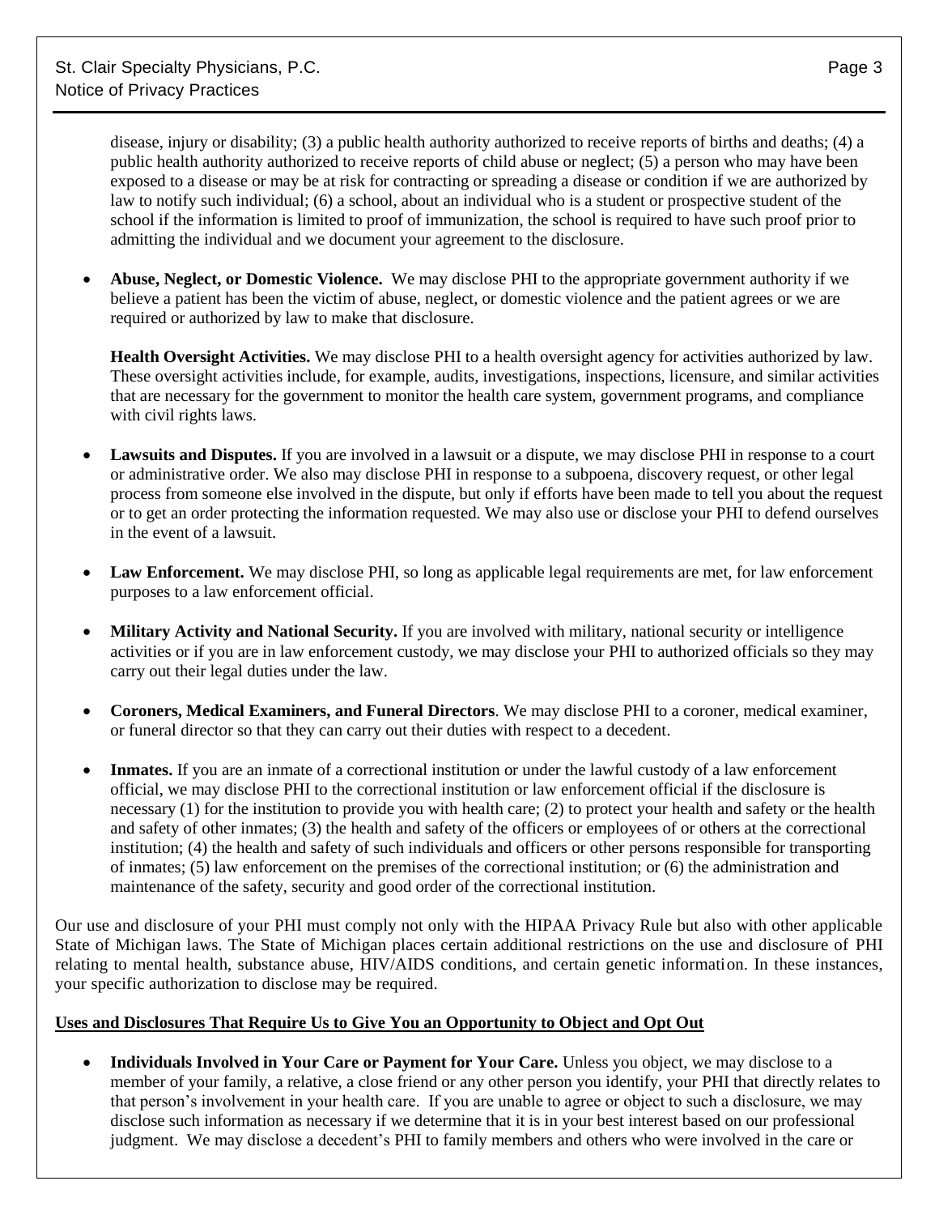disease, injury or disability; (3) a public health authority authorized to receive reports of births and deaths; (4) a public health authority authorized to receive reports of child abuse or neglect; (5) a person who may have been exposed to a disease or may be at risk for contracting or spreading a disease or condition if we are authorized by law to notify such individual; (6) a school, about an individual who is a student or prospective student of the school if the information is limited to proof of immunization, the school is required to have such proof prior to admitting the individual and we document your agreement to the disclosure.

- **Abuse, Neglect, or Domestic Violence.** We may disclose PHI to the appropriate government authority if we believe a patient has been the victim of abuse, neglect, or domestic violence and the patient agrees or we are required or authorized by law to make that disclosure.

  **Health Oversight Activities.** We may disclose PHI to a health oversight agency for activities authorized by law. These oversight activities include, for example, audits, investigations, inspections, licensure, and similar activities that are necessary for the government to monitor the health care system, government programs, and compliance with civil rights laws.

- **Lawsuits and Disputes.** If you are involved in a lawsuit or a dispute, we may disclose PHI in response to a court or administrative order. We also may disclose PHI in response to a subpoena, discovery request, or other legal process from someone else involved in the dispute, but only if efforts have been made to tell you about the request or to get an order protecting the information requested. We may also use or disclose your PHI to defend ourselves in the event of a lawsuit.

- **Law Enforcement.** We may disclose PHI, so long as applicable legal requirements are met, for law enforcement purposes to a law enforcement official.

- **Military Activity and National Security.** If you are involved with military, national security or intelligence activities or if you are in law enforcement custody, we may disclose your PHI to authorized officials so they may carry out their legal duties under the law.

- **Coroners, Medical Examiners, and Funeral Directors**. We may disclose PHI to a coroner, medical examiner, or funeral director so that they can carry out their duties with respect to a decedent.

- **Inmates.** If you are an inmate of a correctional institution or under the lawful custody of a law enforcement official, we may disclose PHI to the correctional institution or law enforcement official if the disclosure is necessary (1) for the institution to provide you with health care; (2) to protect your health and safety or the health and safety of other inmates; (3) the health and safety of the officers or employees of or others at the correctional institution; (4) the health and safety of such individuals and officers or other persons responsible for transporting of inmates; (5) law enforcement on the premises of the correctional institution; or (6) the administration and maintenance of the safety, security and good order of the correctional institution.

Our use and disclosure of your PHI must comply not only with the HIPAA Privacy Rule but also with other applicable State of Michigan laws. The State of Michigan places certain additional restrictions on the use and disclosure of PHI relating to mental health, substance abuse, HIV/AIDS conditions, and certain genetic information. In these instances, your specific authorization to disclose may be required.

**Uses and Disclosures That Require Us to Give You an Opportunity to Object and Opt Out**

- **Individuals Involved in Your Care or Payment for Your Care.** Unless you object, we may disclose to a member of your family, a relative, a close friend or any other person you identify, your PHI that directly relates to that person's involvement in your health care. If you are unable to agree or object to such a disclosure, we may disclose such information as necessary if we determine that it is in your best interest based on our professional judgment. We may disclose a decedent's PHI to family members and others who were involved in the care or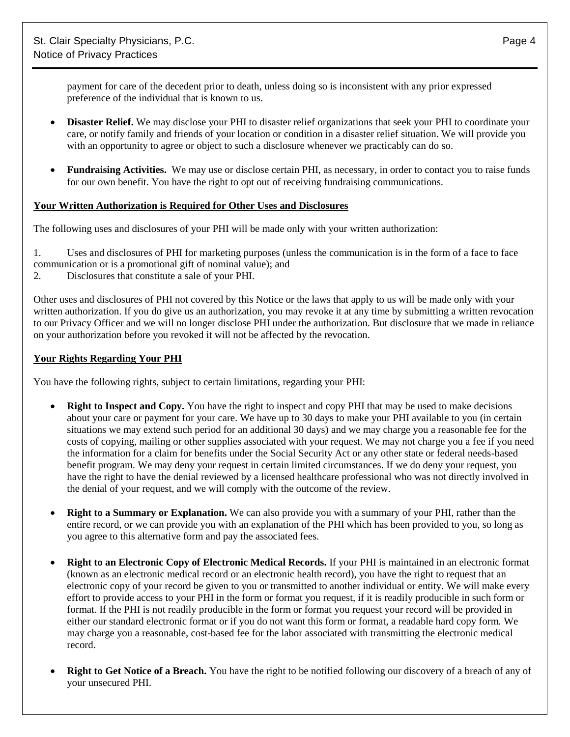payment for care of the decedent prior to death, unless doing so is inconsistent with any prior expressed preference of the individual that is known to us.

- **Disaster Relief.** We may disclose your PHI to disaster relief organizations that seek your PHI to coordinate your care, or notify family and friends of your location or condition in a disaster relief situation. We will provide you with an opportunity to agree or object to such a disclosure whenever we practicably can do so.

- **Fundraising Activities.** We may use or disclose certain PHI, as necessary, in order to contact you to raise funds for our own benefit. You have the right to opt out of receiving fundraising communications.

**Your Written Authorization is Required for Other Uses and Disclosures**

The following uses and disclosures of your PHI will be made only with your written authorization:

1. Uses and disclosures of PHI for marketing purposes (unless the communication is in the form of a face to face communication or is a promotional gift of nominal value); and
2. Disclosures that constitute a sale of your PHI.

Other uses and disclosures of PHI not covered by this Notice or the laws that apply to us will be made only with your written authorization. If you do give us an authorization, you may revoke it at any time by submitting a written revocation to our Privacy Officer and we will no longer disclose PHI under the authorization. But disclosure that we made in reliance on your authorization before you revoked it will not be affected by the revocation.

**Your Rights Regarding Your PHI**

You have the following rights, subject to certain limitations, regarding your PHI:

- **Right to Inspect and Copy.** You have the right to inspect and copy PHI that may be used to make decisions about your care or payment for your care. We have up to 30 days to make your PHI available to you (in certain situations we may extend such period for an additional 30 days) and we may charge you a reasonable fee for the costs of copying, mailing or other supplies associated with your request. We may not charge you a fee if you need the information for a claim for benefits under the Social Security Act or any other state or federal needs-based benefit program. We may deny your request in certain limited circumstances. If we do deny your request, you have the right to have the denial reviewed by a licensed healthcare professional who was not directly involved in the denial of your request, and we will comply with the outcome of the review.

- **Right to a Summary or Explanation.** We can also provide you with a summary of your PHI, rather than the entire record, or we can provide you with an explanation of the PHI which has been provided to you, so long as you agree to this alternative form and pay the associated fees.

- **Right to an Electronic Copy of Electronic Medical Records.** If your PHI is maintained in an electronic format (known as an electronic medical record or an electronic health record), you have the right to request that an electronic copy of your record be given to you or transmitted to another individual or entity. We will make every effort to provide access to your PHI in the form or format you request, if it is readily producible in such form or format. If the PHI is not readily producible in the form or format you request your record will be provided in either our standard electronic format or if you do not want this form or format, a readable hard copy form. We may charge you a reasonable, cost-based fee for the labor associated with transmitting the electronic medical record.

- **Right to Get Notice of a Breach.** You have the right to be notified following our discovery of a breach of any of your unsecured PHI.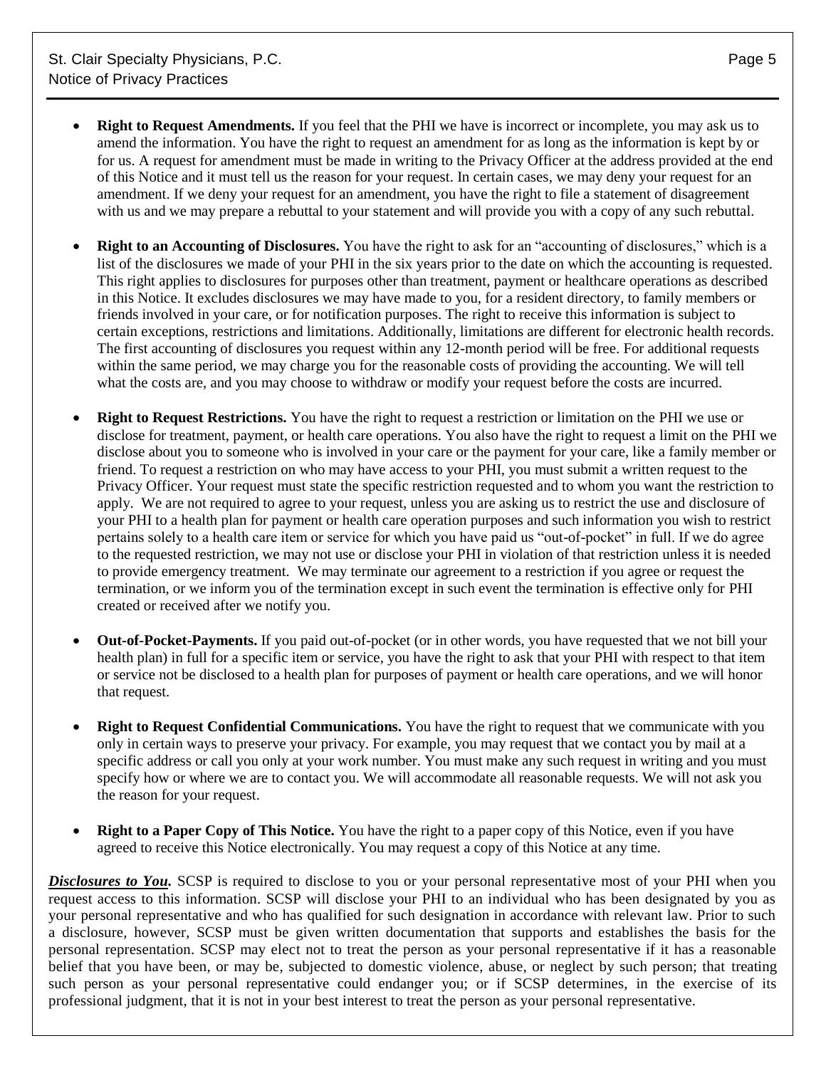- **Right to Request Amendments.** If you feel that the PHI we have is incorrect or incomplete, you may ask us to amend the information. You have the right to request an amendment for as long as the information is kept by or for us. A request for amendment must be made in writing to the Privacy Officer at the address provided at the end of this Notice and it must tell us the reason for your request. In certain cases, we may deny your request for an amendment. If we deny your request for an amendment, you have the right to file a statement of disagreement with us and we may prepare a rebuttal to your statement and will provide you with a copy of any such rebuttal.

- **Right to an Accounting of Disclosures.** You have the right to ask for an "accounting of disclosures," which is a list of the disclosures we made of your PHI in the six years prior to the date on which the accounting is requested. This right applies to disclosures for purposes other than treatment, payment or healthcare operations as described in this Notice. It excludes disclosures we may have made to you, for a resident directory, to family members or friends involved in your care, or for notification purposes. The right to receive this information is subject to certain exceptions, restrictions and limitations. Additionally, limitations are different for electronic health records. The first accounting of disclosures you request within any 12-month period will be free. For additional requests within the same period, we may charge you for the reasonable costs of providing the accounting. We will tell what the costs are, and you may choose to withdraw or modify your request before the costs are incurred.

- **Right to Request Restrictions.** You have the right to request a restriction or limitation on the PHI we use or disclose for treatment, payment, or health care operations. You also have the right to request a limit on the PHI we disclose about you to someone who is involved in your care or the payment for your care, like a family member or friend. To request a restriction on who may have access to your PHI, you must submit a written request to the Privacy Officer. Your request must state the specific restriction requested and to whom you want the restriction to apply. We are not required to agree to your request, unless you are asking us to restrict the use and disclosure of your PHI to a health plan for payment or health care operation purposes and such information you wish to restrict pertains solely to a health care item or service for which you have paid us "out-of-pocket" in full. If we do agree to the requested restriction, we may not use or disclose your PHI in violation of that restriction unless it is needed to provide emergency treatment. We may terminate our agreement to a restriction if you agree or request the termination, or we inform you of the termination except in such event the termination is effective only for PHI created or received after we notify you.

- **Out-of-Pocket-Payments.** If you paid out-of-pocket (or in other words, you have requested that we not bill your health plan) in full for a specific item or service, you have the right to ask that your PHI with respect to that item or service not be disclosed to a health plan for purposes of payment or health care operations, and we will honor that request.

- **Right to Request Confidential Communications.** You have the right to request that we communicate with you only in certain ways to preserve your privacy. For example, you may request that we contact you by mail at a specific address or call you only at your work number. You must make any such request in writing and you must specify how or where we are to contact you. We will accommodate all reasonable requests. We will not ask you the reason for your request.

- **Right to a Paper Copy of This Notice.** You have the right to a paper copy of this Notice, even if you have agreed to receive this Notice electronically. You may request a copy of this Notice at any time.

***Disclosures to You.*** SCSP is required to disclose to you or your personal representative most of your PHI when you request access to this information. SCSP will disclose your PHI to an individual who has been designated by you as your personal representative and who has qualified for such designation in accordance with relevant law. Prior to such a disclosure, however, SCSP must be given written documentation that supports and establishes the basis for the personal representation. SCSP may elect not to treat the person as your personal representative if it has a reasonable belief that you have been, or may be, subjected to domestic violence, abuse, or neglect by such person; that treating such person as your personal representative could endanger you; or if SCSP determines, in the exercise of its professional judgment, that it is not in your best interest to treat the person as your personal representative.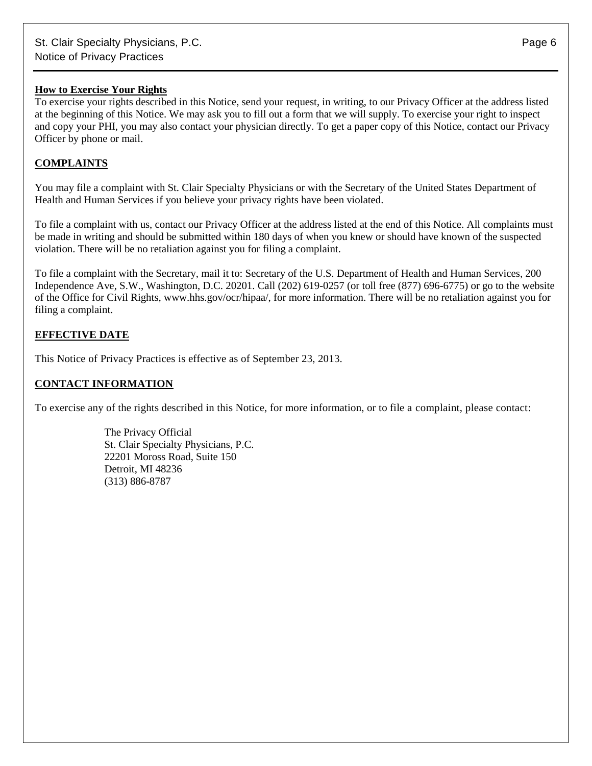**How to Exercise Your Rights**

To exercise your rights described in this Notice, send your request, in writing, to our Privacy Officer at the address listed at the beginning of this Notice. We may ask you to fill out a form that we will supply. To exercise your right to inspect and copy your PHI, you may also contact your physician directly. To get a paper copy of this Notice, contact our Privacy Officer by phone or mail.

## COMPLAINTS

You may file a complaint with St. Clair Specialty Physicians or with the Secretary of the United States Department of Health and Human Services if you believe your privacy rights have been violated.

To file a complaint with us, contact our Privacy Officer at the address listed at the end of this Notice. All complaints must be made in writing and should be submitted within 180 days of when you knew or should have known of the suspected violation. There will be no retaliation against you for filing a complaint.

To file a complaint with the Secretary, mail it to: Secretary of the U.S. Department of Health and Human Services, 200 Independence Ave, S.W., Washington, D.C. 20201. Call (202) 619-0257 (or toll free (877) 696-6775) or go to the website of the Office for Civil Rights, www.hhs.gov/ocr/hipaa/, for more information. There will be no retaliation against you for filing a complaint.

## EFFECTIVE DATE

This Notice of Privacy Practices is effective as of September 23, 2013.

## CONTACT INFORMATION

To exercise any of the rights described in this Notice, for more information, or to file a complaint, please contact:

The Privacy Official
St. Clair Specialty Physicians, P.C.
22201 Moross Road, Suite 150
Detroit, MI 48236
(313) 886-8787